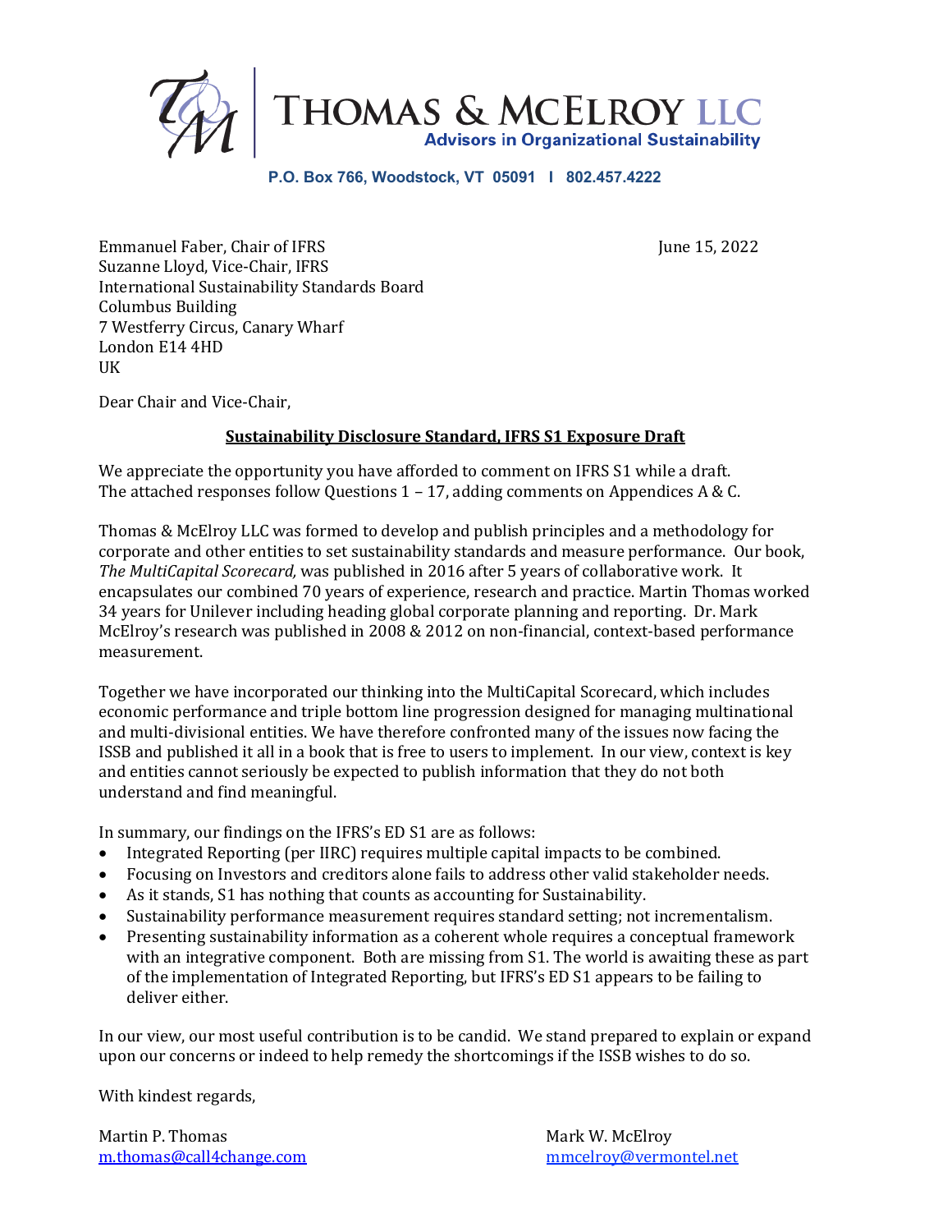# THOMAS & MCELROY LLC

**Advisors in Organizational Sustainability**

P.O. Box 766, Woodstock, VT 05091 I 802.457.4222

Emmanuel Faber, Chair of IFRS
Suzanne Lloyd, Vice-Chair, IFRS
International Sustainability Standards Board
Columbus Building
7 Westferry Circus, Canary Wharf
London E14 4HD
UK

June 15, 2022

Dear Chair and Vice-Chair,

**Sustainability Disclosure Standard, IFRS S1 Exposure Draft**

We appreciate the opportunity you have afforded to comment on IFRS S1 while a draft. The attached responses follow Questions 1 – 17, adding comments on Appendices A & C.

Thomas & McElroy LLC was formed to develop and publish principles and a methodology for corporate and other entities to set sustainability standards and measure performance. Our book, *The MultiCapital Scorecard,* was published in 2016 after 5 years of collaborative work. It encapsulates our combined 70 years of experience, research and practice. Martin Thomas worked 34 years for Unilever including heading global corporate planning and reporting. Dr. Mark McElroy's research was published in 2008 & 2012 on non-financial, context-based performance measurement.

Together we have incorporated our thinking into the MultiCapital Scorecard, which includes economic performance and triple bottom line progression designed for managing multinational and multi-divisional entities. We have therefore confronted many of the issues now facing the ISSB and published it all in a book that is free to users to implement. In our view, context is key and entities cannot seriously be expected to publish information that they do not both understand and find meaningful.

In summary, our findings on the IFRS's ED S1 are as follows:

- Integrated Reporting (per IIRC) requires multiple capital impacts to be combined.
- Focusing on Investors and creditors alone fails to address other valid stakeholder needs.
- As it stands, S1 has nothing that counts as accounting for Sustainability.
- Sustainability performance measurement requires standard setting; not incrementalism.
- Presenting sustainability information as a coherent whole requires a conceptual framework with an integrative component. Both are missing from S1. The world is awaiting these as part of the implementation of Integrated Reporting, but IFRS's ED S1 appears to be failing to deliver either.

In our view, our most useful contribution is to be candid. We stand prepared to explain or expand upon our concerns or indeed to help remedy the shortcomings if the ISSB wishes to do so.

With kindest regards,

Martin P. Thomas
m.thomas@call4change.com

Mark W. McElroy
mmcelroy@vermontel.net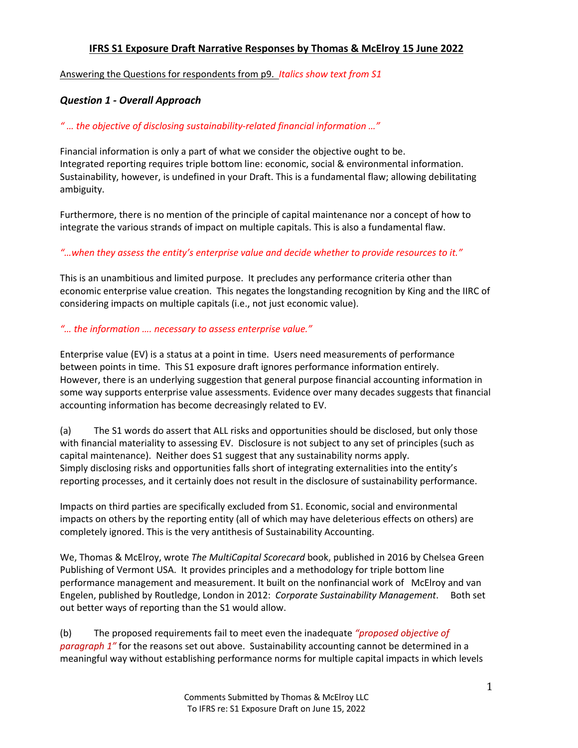**IFRS S1 Exposure Draft Narrative Responses by Thomas & McElroy 15 June 2022**

Answering the Questions for respondents from p9. *Italics show text from S1*

### *Question 1 - Overall Approach*

*" … the objective of disclosing sustainability-related financial information …"*

Financial information is only a part of what we consider the objective ought to be. Integrated reporting requires triple bottom line: economic, social & environmental information. Sustainability, however, is undefined in your Draft. This is a fundamental flaw; allowing debilitating ambiguity.

Furthermore, there is no mention of the principle of capital maintenance nor a concept of how to integrate the various strands of impact on multiple capitals. This is also a fundamental flaw.

*"…when they assess the entity's enterprise value and decide whether to provide resources to it."*

This is an unambitious and limited purpose. It precludes any performance criteria other than economic enterprise value creation. This negates the longstanding recognition by King and the IIRC of considering impacts on multiple capitals (i.e., not just economic value).

*"… the information …. necessary to assess enterprise value."*

Enterprise value (EV) is a status at a point in time. Users need measurements of performance between points in time. This S1 exposure draft ignores performance information entirely. However, there is an underlying suggestion that general purpose financial accounting information in some way supports enterprise value assessments. Evidence over many decades suggests that financial accounting information has become decreasingly related to EV.

(a) The S1 words do assert that ALL risks and opportunities should be disclosed, but only those with financial materiality to assessing EV. Disclosure is not subject to any set of principles (such as capital maintenance). Neither does S1 suggest that any sustainability norms apply. Simply disclosing risks and opportunities falls short of integrating externalities into the entity's reporting processes, and it certainly does not result in the disclosure of sustainability performance.

Impacts on third parties are specifically excluded from S1. Economic, social and environmental impacts on others by the reporting entity (all of which may have deleterious effects on others) are completely ignored. This is the very antithesis of Sustainability Accounting.

We, Thomas & McElroy, wrote *The MultiCapital Scorecard* book, published in 2016 by Chelsea Green Publishing of Vermont USA. It provides principles and a methodology for triple bottom line performance management and measurement. It built on the nonfinancial work of McElroy and van Engelen, published by Routledge, London in 2012: *Corporate Sustainability Management*. Both set out better ways of reporting than the S1 would allow.

(b) The proposed requirements fail to meet even the inadequate *"proposed objective of paragraph 1"* for the reasons set out above. Sustainability accounting cannot be determined in a meaningful way without establishing performance norms for multiple capital impacts in which levels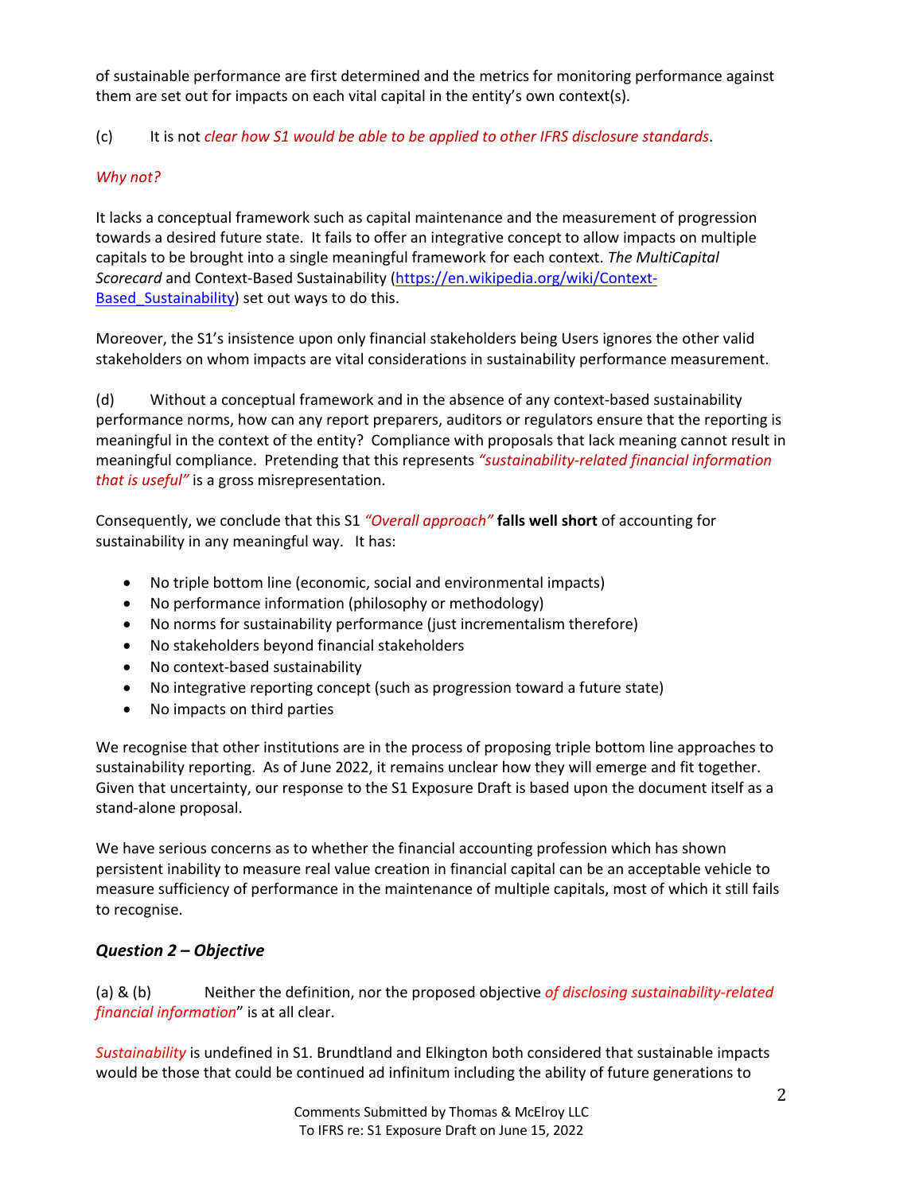of sustainable performance are first determined and the metrics for monitoring performance against them are set out for impacts on each vital capital in the entity's own context(s).

(c) It is not *clear how S1 would be able to be applied to other IFRS disclosure standards*.

*Why not?*

It lacks a conceptual framework such as capital maintenance and the measurement of progression towards a desired future state. It fails to offer an integrative concept to allow impacts on multiple capitals to be brought into a single meaningful framework for each context. *The MultiCapital Scorecard* and Context-Based Sustainability (https://en.wikipedia.org/wiki/Context-Based_Sustainability) set out ways to do this.

Moreover, the S1's insistence upon only financial stakeholders being Users ignores the other valid stakeholders on whom impacts are vital considerations in sustainability performance measurement.

(d) Without a conceptual framework and in the absence of any context-based sustainability performance norms, how can any report preparers, auditors or regulators ensure that the reporting is meaningful in the context of the entity? Compliance with proposals that lack meaning cannot result in meaningful compliance. Pretending that this represents *"sustainability-related financial information that is useful"* is a gross misrepresentation.

Consequently, we conclude that this S1 *"Overall approach"* **falls well short** of accounting for sustainability in any meaningful way. It has:

- No triple bottom line (economic, social and environmental impacts)
- No performance information (philosophy or methodology)
- No norms for sustainability performance (just incrementalism therefore)
- No stakeholders beyond financial stakeholders
- No context-based sustainability
- No integrative reporting concept (such as progression toward a future state)
- No impacts on third parties

We recognise that other institutions are in the process of proposing triple bottom line approaches to sustainability reporting. As of June 2022, it remains unclear how they will emerge and fit together. Given that uncertainty, our response to the S1 Exposure Draft is based upon the document itself as a stand-alone proposal.

We have serious concerns as to whether the financial accounting profession which has shown persistent inability to measure real value creation in financial capital can be an acceptable vehicle to measure sufficiency of performance in the maintenance of multiple capitals, most of which it still fails to recognise.

### *Question 2 – Objective*

(a) & (b) Neither the definition, nor the proposed objective *of disclosing sustainability-related financial information*" is at all clear.

*Sustainability* is undefined in S1. Brundtland and Elkington both considered that sustainable impacts would be those that could be continued ad infinitum including the ability of future generations to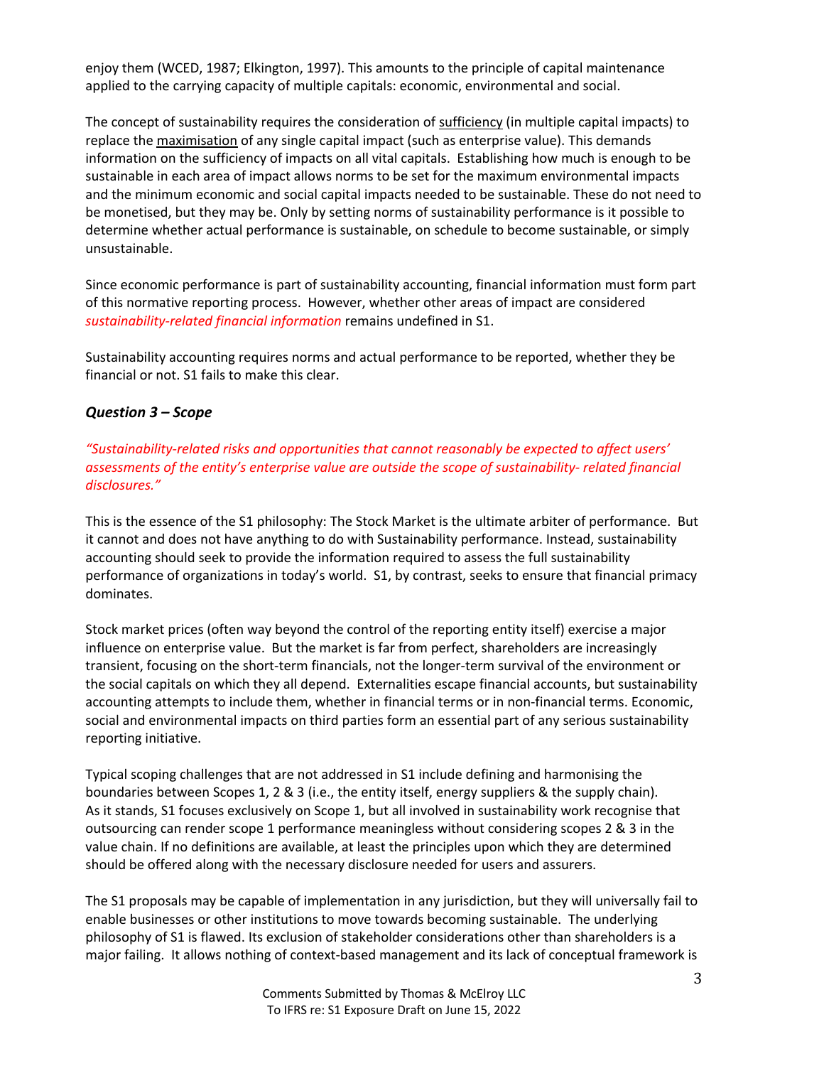enjoy them (WCED, 1987; Elkington, 1997). This amounts to the principle of capital maintenance applied to the carrying capacity of multiple capitals: economic, environmental and social.

The concept of sustainability requires the consideration of sufficiency (in multiple capital impacts) to replace the maximisation of any single capital impact (such as enterprise value). This demands information on the sufficiency of impacts on all vital capitals. Establishing how much is enough to be sustainable in each area of impact allows norms to be set for the maximum environmental impacts and the minimum economic and social capital impacts needed to be sustainable. These do not need to be monetised, but they may be. Only by setting norms of sustainability performance is it possible to determine whether actual performance is sustainable, on schedule to become sustainable, or simply unsustainable.

Since economic performance is part of sustainability accounting, financial information must form part of this normative reporting process. However, whether other areas of impact are considered *sustainability-related financial information* remains undefined in S1.

Sustainability accounting requires norms and actual performance to be reported, whether they be financial or not. S1 fails to make this clear.

### *Question 3 – Scope*

*"Sustainability-related risks and opportunities that cannot reasonably be expected to affect users' assessments of the entity's enterprise value are outside the scope of sustainability- related financial disclosures."*

This is the essence of the S1 philosophy: The Stock Market is the ultimate arbiter of performance. But it cannot and does not have anything to do with Sustainability performance. Instead, sustainability accounting should seek to provide the information required to assess the full sustainability performance of organizations in today's world. S1, by contrast, seeks to ensure that financial primacy dominates.

Stock market prices (often way beyond the control of the reporting entity itself) exercise a major influence on enterprise value. But the market is far from perfect, shareholders are increasingly transient, focusing on the short-term financials, not the longer-term survival of the environment or the social capitals on which they all depend. Externalities escape financial accounts, but sustainability accounting attempts to include them, whether in financial terms or in non-financial terms. Economic, social and environmental impacts on third parties form an essential part of any serious sustainability reporting initiative.

Typical scoping challenges that are not addressed in S1 include defining and harmonising the boundaries between Scopes 1, 2 & 3 (i.e., the entity itself, energy suppliers & the supply chain). As it stands, S1 focuses exclusively on Scope 1, but all involved in sustainability work recognise that outsourcing can render scope 1 performance meaningless without considering scopes 2 & 3 in the value chain. If no definitions are available, at least the principles upon which they are determined should be offered along with the necessary disclosure needed for users and assurers.

The S1 proposals may be capable of implementation in any jurisdiction, but they will universally fail to enable businesses or other institutions to move towards becoming sustainable. The underlying philosophy of S1 is flawed. Its exclusion of stakeholder considerations other than shareholders is a major failing. It allows nothing of context-based management and its lack of conceptual framework is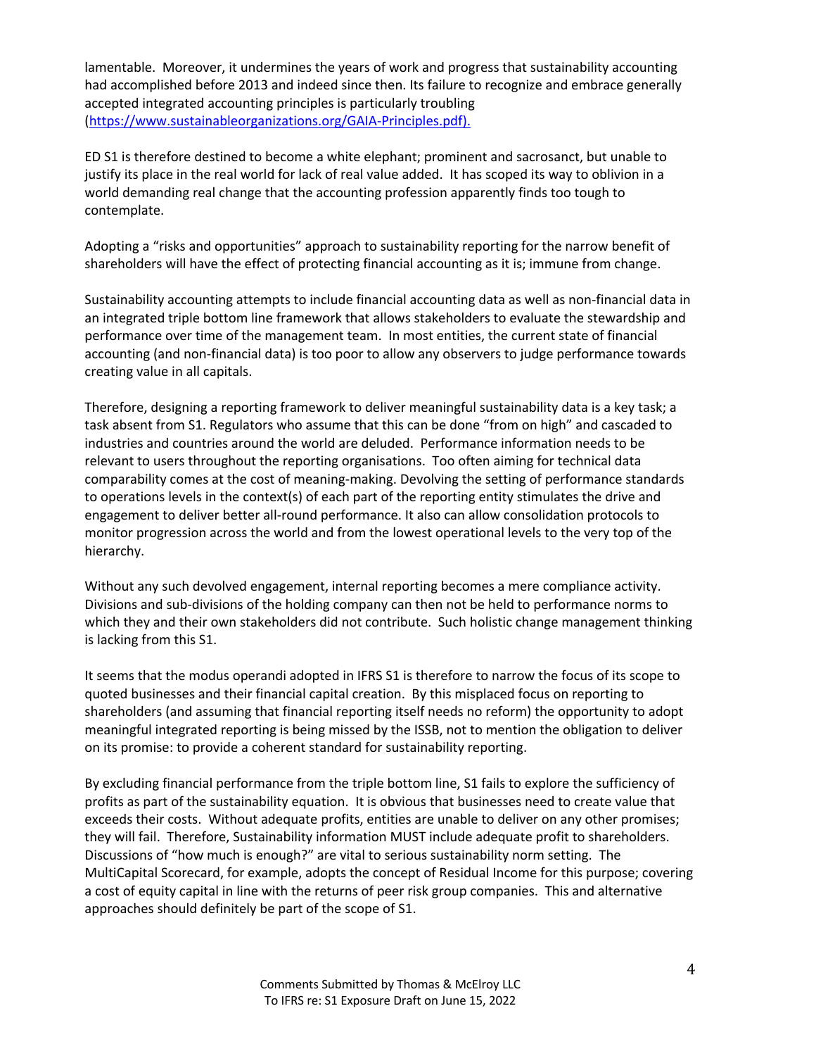lamentable. Moreover, it undermines the years of work and progress that sustainability accounting had accomplished before 2013 and indeed since then. Its failure to recognize and embrace generally accepted integrated accounting principles is particularly troubling (https://www.sustainableorganizations.org/GAIA-Principles.pdf).

ED S1 is therefore destined to become a white elephant; prominent and sacrosanct, but unable to justify its place in the real world for lack of real value added. It has scoped its way to oblivion in a world demanding real change that the accounting profession apparently finds too tough to contemplate.

Adopting a "risks and opportunities" approach to sustainability reporting for the narrow benefit of shareholders will have the effect of protecting financial accounting as it is; immune from change.

Sustainability accounting attempts to include financial accounting data as well as non-financial data in an integrated triple bottom line framework that allows stakeholders to evaluate the stewardship and performance over time of the management team. In most entities, the current state of financial accounting (and non-financial data) is too poor to allow any observers to judge performance towards creating value in all capitals.

Therefore, designing a reporting framework to deliver meaningful sustainability data is a key task; a task absent from S1. Regulators who assume that this can be done "from on high" and cascaded to industries and countries around the world are deluded. Performance information needs to be relevant to users throughout the reporting organisations. Too often aiming for technical data comparability comes at the cost of meaning-making. Devolving the setting of performance standards to operations levels in the context(s) of each part of the reporting entity stimulates the drive and engagement to deliver better all-round performance. It also can allow consolidation protocols to monitor progression across the world and from the lowest operational levels to the very top of the hierarchy.

Without any such devolved engagement, internal reporting becomes a mere compliance activity. Divisions and sub-divisions of the holding company can then not be held to performance norms to which they and their own stakeholders did not contribute. Such holistic change management thinking is lacking from this S1.

It seems that the modus operandi adopted in IFRS S1 is therefore to narrow the focus of its scope to quoted businesses and their financial capital creation. By this misplaced focus on reporting to shareholders (and assuming that financial reporting itself needs no reform) the opportunity to adopt meaningful integrated reporting is being missed by the ISSB, not to mention the obligation to deliver on its promise: to provide a coherent standard for sustainability reporting.

By excluding financial performance from the triple bottom line, S1 fails to explore the sufficiency of profits as part of the sustainability equation. It is obvious that businesses need to create value that exceeds their costs. Without adequate profits, entities are unable to deliver on any other promises; they will fail. Therefore, Sustainability information MUST include adequate profit to shareholders. Discussions of "how much is enough?" are vital to serious sustainability norm setting. The MultiCapital Scorecard, for example, adopts the concept of Residual Income for this purpose; covering a cost of equity capital in line with the returns of peer risk group companies. This and alternative approaches should definitely be part of the scope of S1.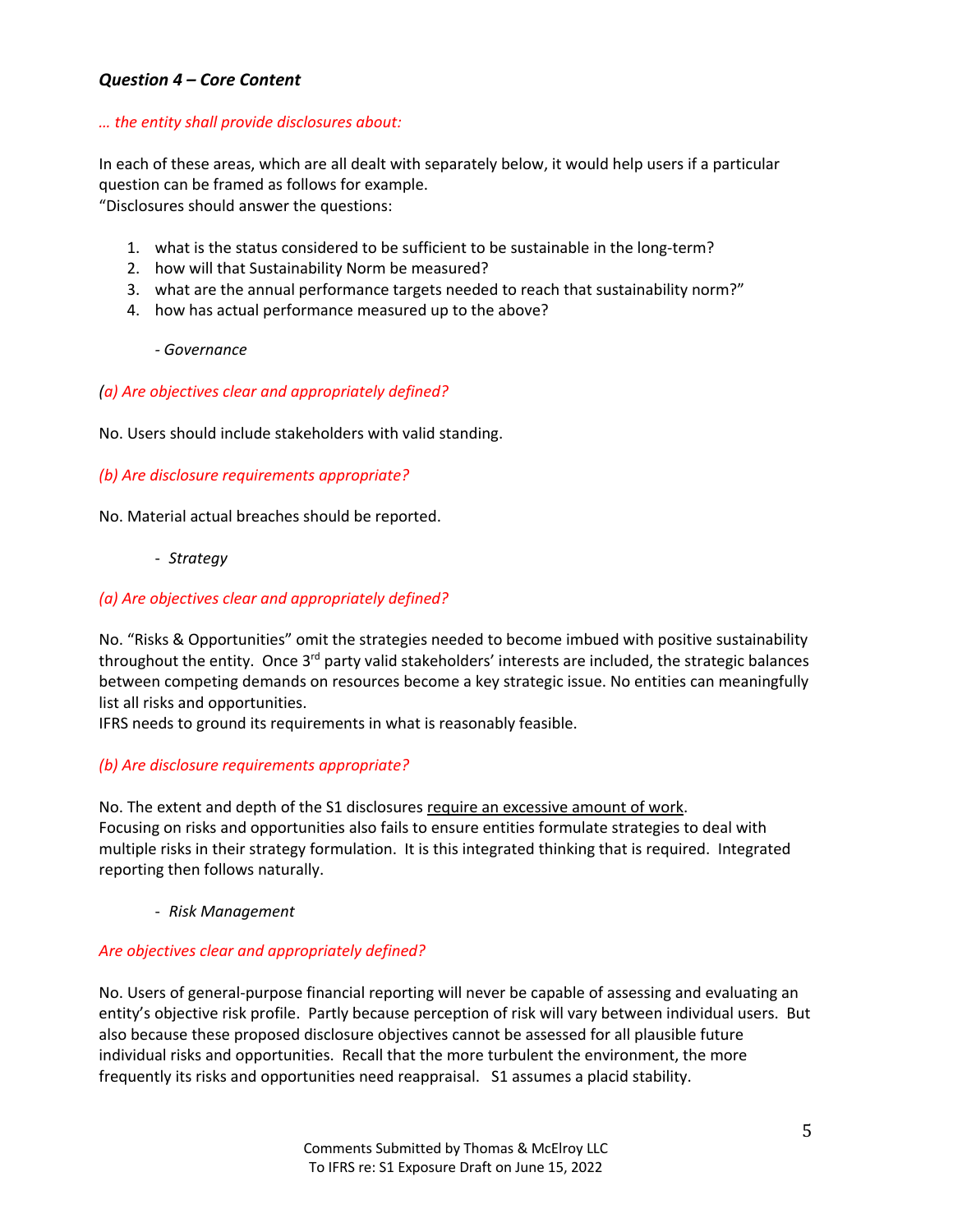### *Question 4 – Core Content*

*… the entity shall provide disclosures about:*

In each of these areas, which are all dealt with separately below, it would help users if a particular question can be framed as follows for example.
"Disclosures should answer the questions:

1. what is the status considered to be sufficient to be sustainable in the long-term?
2. how will that Sustainability Norm be measured?
3. what are the annual performance targets needed to reach that sustainability norm?"
4. how has actual performance measured up to the above?

- *Governance*

*(a) Are objectives clear and appropriately defined?*

No. Users should include stakeholders with valid standing.

*(b) Are disclosure requirements appropriate?*

No. Material actual breaches should be reported.

- *Strategy*

*(a) Are objectives clear and appropriately defined?*

No. "Risks & Opportunities" omit the strategies needed to become imbued with positive sustainability throughout the entity. Once 3rd party valid stakeholders' interests are included, the strategic balances between competing demands on resources become a key strategic issue. No entities can meaningfully list all risks and opportunities.
IFRS needs to ground its requirements in what is reasonably feasible.

*(b) Are disclosure requirements appropriate?*

No. The extent and depth of the S1 disclosures <u>require an excessive amount of work</u>.
Focusing on risks and opportunities also fails to ensure entities formulate strategies to deal with multiple risks in their strategy formulation. It is this integrated thinking that is required. Integrated reporting then follows naturally.

- *Risk Management*

*Are objectives clear and appropriately defined?*

No. Users of general-purpose financial reporting will never be capable of assessing and evaluating an entity's objective risk profile. Partly because perception of risk will vary between individual users. But also because these proposed disclosure objectives cannot be assessed for all plausible future individual risks and opportunities. Recall that the more turbulent the environment, the more frequently its risks and opportunities need reappraisal. S1 assumes a placid stability.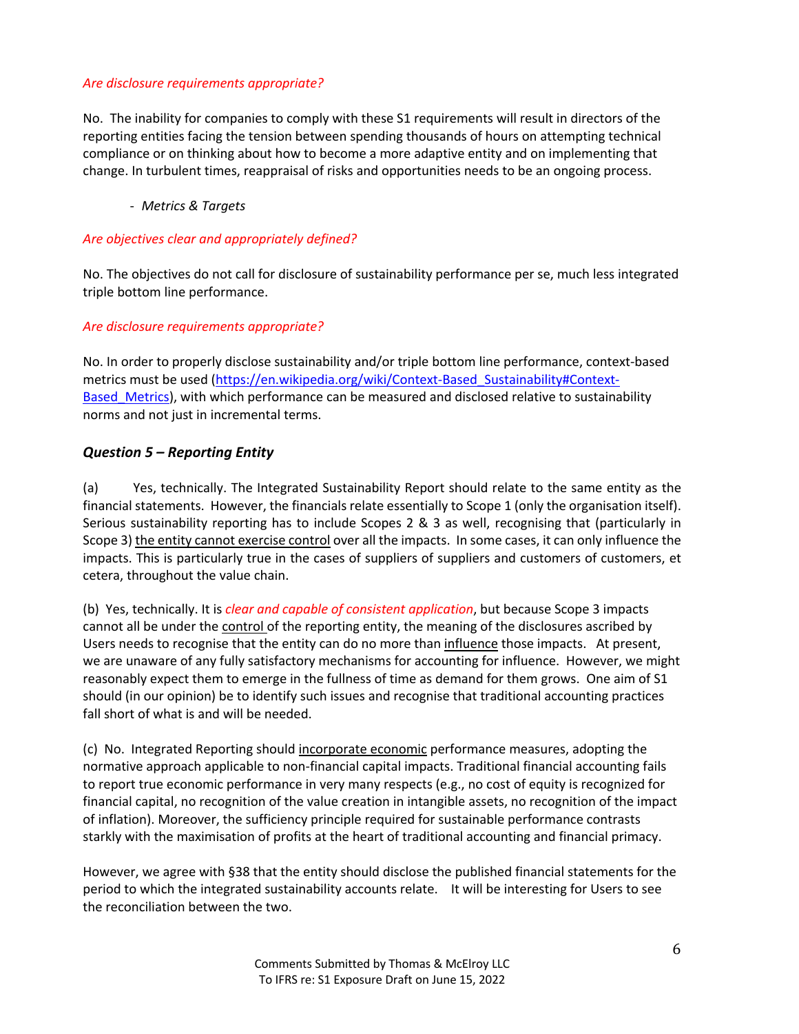*Are disclosure requirements appropriate?*

No. The inability for companies to comply with these S1 requirements will result in directors of the reporting entities facing the tension between spending thousands of hours on attempting technical compliance or on thinking about how to become a more adaptive entity and on implementing that change. In turbulent times, reappraisal of risks and opportunities needs to be an ongoing process.

- *Metrics & Targets*

*Are objectives clear and appropriately defined?*

No. The objectives do not call for disclosure of sustainability performance per se, much less integrated triple bottom line performance.

*Are disclosure requirements appropriate?*

No. In order to properly disclose sustainability and/or triple bottom line performance, context-based metrics must be used (https://en.wikipedia.org/wiki/Context-Based_Sustainability#Context-Based_Metrics), with which performance can be measured and disclosed relative to sustainability norms and not just in incremental terms.

### *Question 5 – Reporting Entity*

(a) Yes, technically. The Integrated Sustainability Report should relate to the same entity as the financial statements. However, the financials relate essentially to Scope 1 (only the organisation itself). Serious sustainability reporting has to include Scopes 2 & 3 as well, recognising that (particularly in Scope 3) <u>the entity cannot exercise control</u> over all the impacts. In some cases, it can only influence the impacts. This is particularly true in the cases of suppliers of suppliers and customers of customers, et cetera, throughout the value chain.

(b) Yes, technically. It is *clear and capable of consistent application*, but because Scope 3 impacts cannot all be under the <u>control</u> of the reporting entity, the meaning of the disclosures ascribed by Users needs to recognise that the entity can do no more than <u>influence</u> those impacts. At present, we are unaware of any fully satisfactory mechanisms for accounting for influence. However, we might reasonably expect them to emerge in the fullness of time as demand for them grows. One aim of S1 should (in our opinion) be to identify such issues and recognise that traditional accounting practices fall short of what is and will be needed.

(c) No. Integrated Reporting should <u>incorporate economic</u> performance measures, adopting the normative approach applicable to non-financial capital impacts. Traditional financial accounting fails to report true economic performance in very many respects (e.g., no cost of equity is recognized for financial capital, no recognition of the value creation in intangible assets, no recognition of the impact of inflation). Moreover, the sufficiency principle required for sustainable performance contrasts starkly with the maximisation of profits at the heart of traditional accounting and financial primacy.

However, we agree with §38 that the entity should disclose the published financial statements for the period to which the integrated sustainability accounts relate. It will be interesting for Users to see the reconciliation between the two.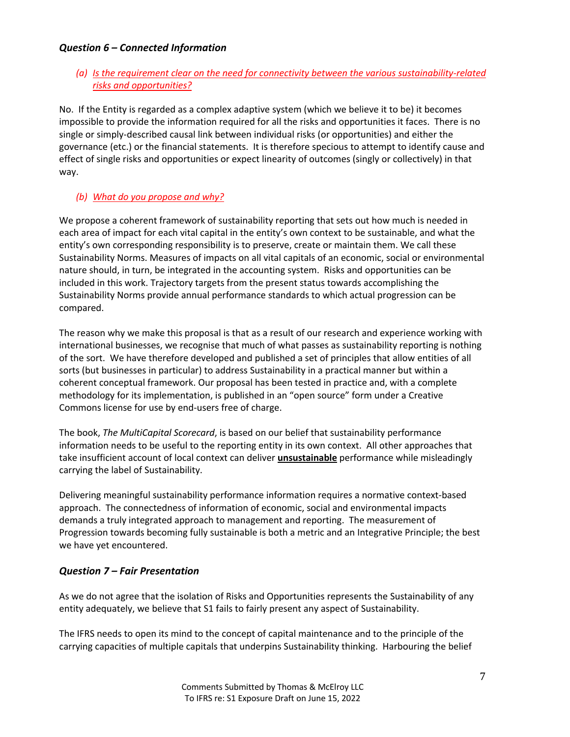### *Question 6 – Connected Information*

(a) *Is the requirement clear on the need for connectivity between the various sustainability-related risks and opportunities?*

No. If the Entity is regarded as a complex adaptive system (which we believe it to be) it becomes impossible to provide the information required for all the risks and opportunities it faces. There is no single or simply-described causal link between individual risks (or opportunities) and either the governance (etc.) or the financial statements. It is therefore specious to attempt to identify cause and effect of single risks and opportunities or expect linearity of outcomes (singly or collectively) in that way.

(b) *What do you propose and why?*

We propose a coherent framework of sustainability reporting that sets out how much is needed in each area of impact for each vital capital in the entity's own context to be sustainable, and what the entity's own corresponding responsibility is to preserve, create or maintain them. We call these Sustainability Norms. Measures of impacts on all vital capitals of an economic, social or environmental nature should, in turn, be integrated in the accounting system. Risks and opportunities can be included in this work. Trajectory targets from the present status towards accomplishing the Sustainability Norms provide annual performance standards to which actual progression can be compared.

The reason why we make this proposal is that as a result of our research and experience working with international businesses, we recognise that much of what passes as sustainability reporting is nothing of the sort. We have therefore developed and published a set of principles that allow entities of all sorts (but businesses in particular) to address Sustainability in a practical manner but within a coherent conceptual framework. Our proposal has been tested in practice and, with a complete methodology for its implementation, is published in an "open source" form under a Creative Commons license for use by end-users free of charge.

The book, *The MultiCapital Scorecard*, is based on our belief that sustainability performance information needs to be useful to the reporting entity in its own context. All other approaches that take insufficient account of local context can deliver **unsustainable** performance while misleadingly carrying the label of Sustainability.

Delivering meaningful sustainability performance information requires a normative context-based approach. The connectedness of information of economic, social and environmental impacts demands a truly integrated approach to management and reporting. The measurement of Progression towards becoming fully sustainable is both a metric and an Integrative Principle; the best we have yet encountered.

## *Question 7 – Fair Presentation*

As we do not agree that the isolation of Risks and Opportunities represents the Sustainability of any entity adequately, we believe that S1 fails to fairly present any aspect of Sustainability.

The IFRS needs to open its mind to the concept of capital maintenance and to the principle of the carrying capacities of multiple capitals that underpins Sustainability thinking. Harbouring the belief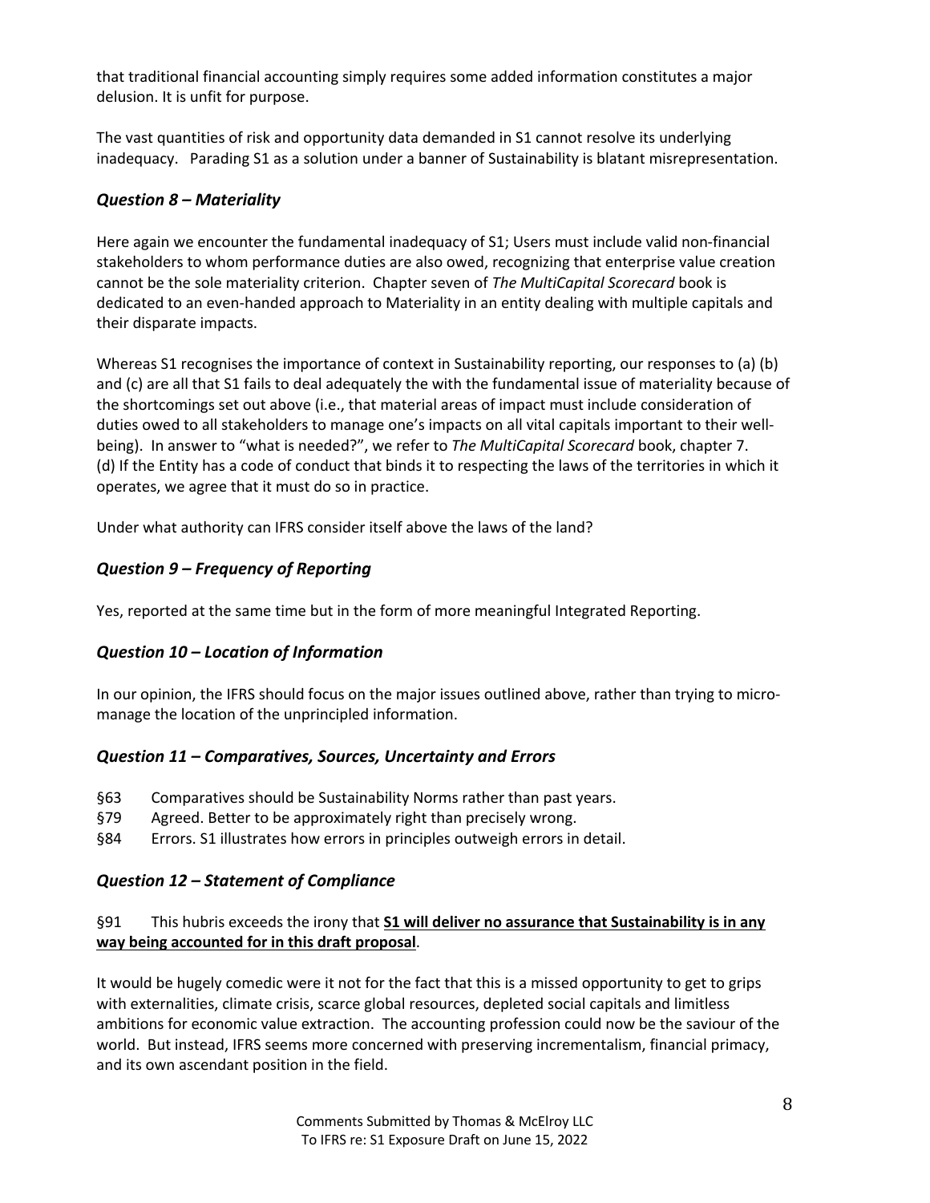that traditional financial accounting simply requires some added information constitutes a major delusion. It is unfit for purpose.

The vast quantities of risk and opportunity data demanded in S1 cannot resolve its underlying inadequacy. Parading S1 as a solution under a banner of Sustainability is blatant misrepresentation.

### *Question 8 – Materiality*

Here again we encounter the fundamental inadequacy of S1; Users must include valid non-financial stakeholders to whom performance duties are also owed, recognizing that enterprise value creation cannot be the sole materiality criterion. Chapter seven of *The MultiCapital Scorecard* book is dedicated to an even-handed approach to Materiality in an entity dealing with multiple capitals and their disparate impacts.

Whereas S1 recognises the importance of context in Sustainability reporting, our responses to (a) (b) and (c) are all that S1 fails to deal adequately the with the fundamental issue of materiality because of the shortcomings set out above (i.e., that material areas of impact must include consideration of duties owed to all stakeholders to manage one's impacts on all vital capitals important to their well-being). In answer to "what is needed?", we refer to *The MultiCapital Scorecard* book, chapter 7.
(d) If the Entity has a code of conduct that binds it to respecting the laws of the territories in which it operates, we agree that it must do so in practice.

Under what authority can IFRS consider itself above the laws of the land?

### *Question 9 – Frequency of Reporting*

Yes, reported at the same time but in the form of more meaningful Integrated Reporting.

### *Question 10 – Location of Information*

In our opinion, the IFRS should focus on the major issues outlined above, rather than trying to micro-manage the location of the unprincipled information.

### *Question 11 – Comparatives, Sources, Uncertainty and Errors*

§63 Comparatives should be Sustainability Norms rather than past years.
§79 Agreed. Better to be approximately right than precisely wrong.
§84 Errors. S1 illustrates how errors in principles outweigh errors in detail.

### *Question 12 – Statement of Compliance*

§91 This hubris exceeds the irony that **S1 will deliver no assurance that Sustainability is in any way being accounted for in this draft proposal**.

It would be hugely comedic were it not for the fact that this is a missed opportunity to get to grips with externalities, climate crisis, scarce global resources, depleted social capitals and limitless ambitions for economic value extraction. The accounting profession could now be the saviour of the world. But instead, IFRS seems more concerned with preserving incrementalism, financial primacy, and its own ascendant position in the field.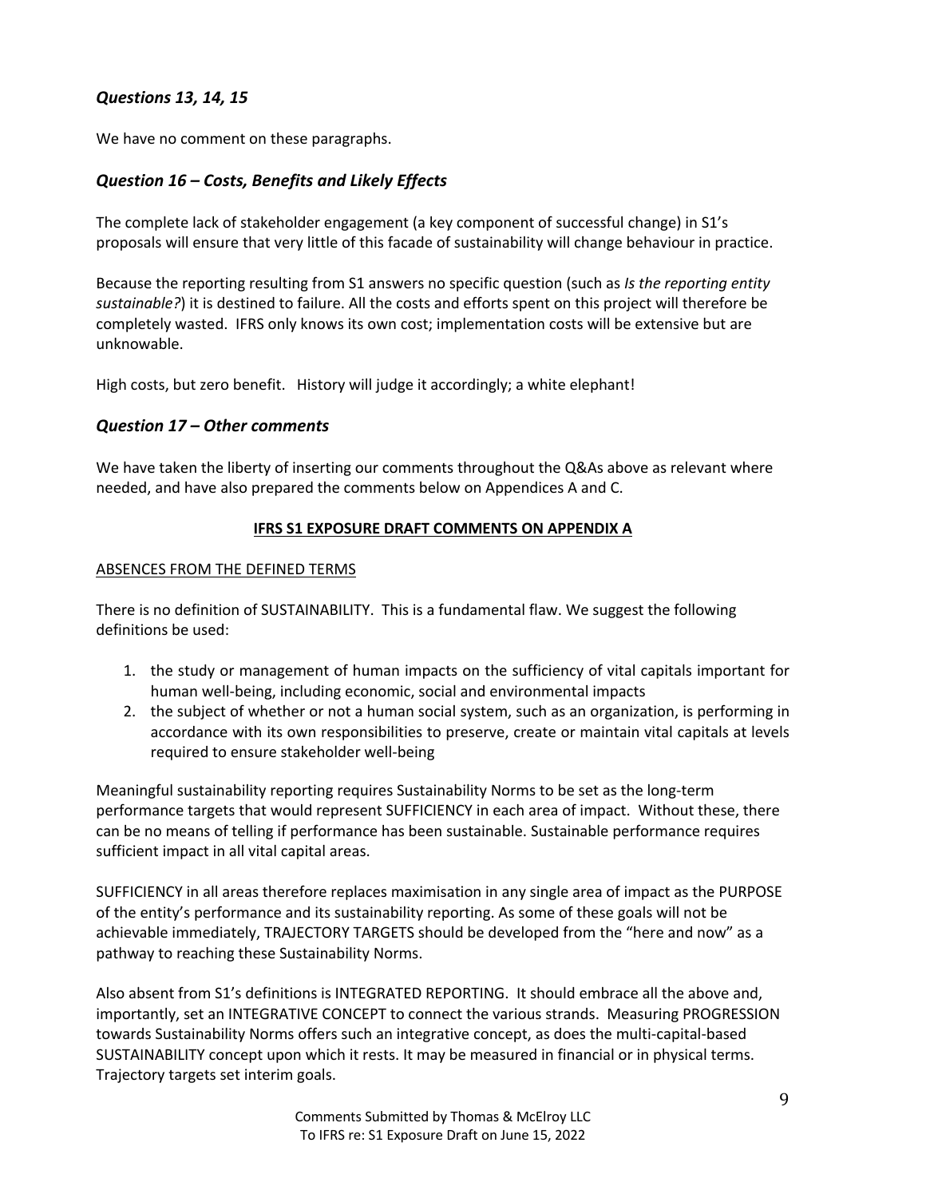### *Questions 13, 14, 15*

We have no comment on these paragraphs.

### *Question 16 – Costs, Benefits and Likely Effects*

The complete lack of stakeholder engagement (a key component of successful change) in S1's proposals will ensure that very little of this facade of sustainability will change behaviour in practice.

Because the reporting resulting from S1 answers no specific question (such as *Is the reporting entity sustainable?*) it is destined to failure. All the costs and efforts spent on this project will therefore be completely wasted. IFRS only knows its own cost; implementation costs will be extensive but are unknowable.

High costs, but zero benefit. History will judge it accordingly; a white elephant!

### *Question 17 – Other comments*

We have taken the liberty of inserting our comments throughout the Q&As above as relevant where needed, and have also prepared the comments below on Appendices A and C.

**IFRS S1 EXPOSURE DRAFT COMMENTS ON APPENDIX A**

ABSENCES FROM THE DEFINED TERMS

There is no definition of SUSTAINABILITY. This is a fundamental flaw. We suggest the following definitions be used:

1. the study or management of human impacts on the sufficiency of vital capitals important for human well-being, including economic, social and environmental impacts
2. the subject of whether or not a human social system, such as an organization, is performing in accordance with its own responsibilities to preserve, create or maintain vital capitals at levels required to ensure stakeholder well-being

Meaningful sustainability reporting requires Sustainability Norms to be set as the long-term performance targets that would represent SUFFICIENCY in each area of impact. Without these, there can be no means of telling if performance has been sustainable. Sustainable performance requires sufficient impact in all vital capital areas.

SUFFICIENCY in all areas therefore replaces maximisation in any single area of impact as the PURPOSE of the entity's performance and its sustainability reporting. As some of these goals will not be achievable immediately, TRAJECTORY TARGETS should be developed from the "here and now" as a pathway to reaching these Sustainability Norms.

Also absent from S1's definitions is INTEGRATED REPORTING. It should embrace all the above and, importantly, set an INTEGRATIVE CONCEPT to connect the various strands. Measuring PROGRESSION towards Sustainability Norms offers such an integrative concept, as does the multi-capital-based SUSTAINABILITY concept upon which it rests. It may be measured in financial or in physical terms. Trajectory targets set interim goals.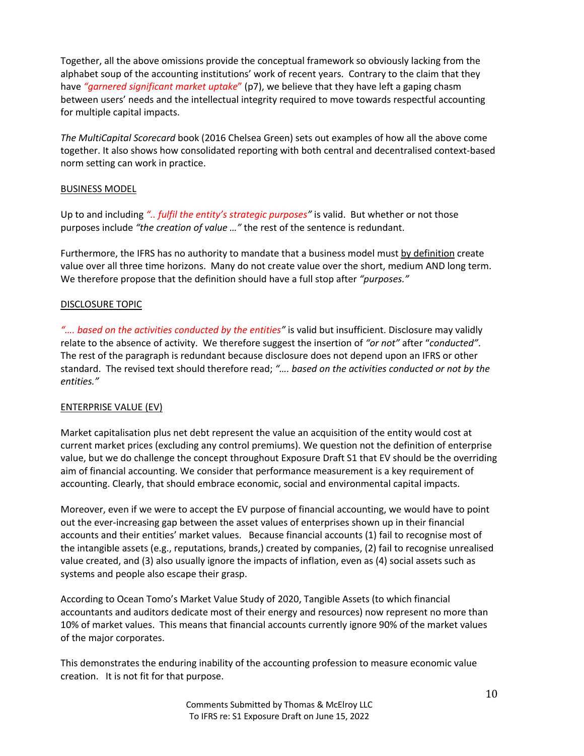Together, all the above omissions provide the conceptual framework so obviously lacking from the alphabet soup of the accounting institutions' work of recent years. Contrary to the claim that they have *"garnered significant market uptake"* (p7), we believe that they have left a gaping chasm between users' needs and the intellectual integrity required to move towards respectful accounting for multiple capital impacts.

*The MultiCapital Scorecard* book (2016 Chelsea Green) sets out examples of how all the above come together. It also shows how consolidated reporting with both central and decentralised context-based norm setting can work in practice.

## BUSINESS MODEL

Up to and including *".. fulfil the entity's strategic purposes"* is valid. But whether or not those purposes include *"the creation of value …"* the rest of the sentence is redundant.

Furthermore, the IFRS has no authority to mandate that a business model must by definition create value over all three time horizons. Many do not create value over the short, medium AND long term. We therefore propose that the definition should have a full stop after *"purposes."*

## DISCLOSURE TOPIC

*"…. based on the activities conducted by the entities"* is valid but insufficient. Disclosure may validly relate to the absence of activity. We therefore suggest the insertion of *"or not"* after "*conducted"*. The rest of the paragraph is redundant because disclosure does not depend upon an IFRS or other standard. The revised text should therefore read; *"…. based on the activities conducted or not by the entities."*

## ENTERPRISE VALUE (EV)

Market capitalisation plus net debt represent the value an acquisition of the entity would cost at current market prices (excluding any control premiums). We question not the definition of enterprise value, but we do challenge the concept throughout Exposure Draft S1 that EV should be the overriding aim of financial accounting. We consider that performance measurement is a key requirement of accounting. Clearly, that should embrace economic, social and environmental capital impacts.

Moreover, even if we were to accept the EV purpose of financial accounting, we would have to point out the ever-increasing gap between the asset values of enterprises shown up in their financial accounts and their entities' market values. Because financial accounts (1) fail to recognise most of the intangible assets (e.g., reputations, brands,) created by companies, (2) fail to recognise unrealised value created, and (3) also usually ignore the impacts of inflation, even as (4) social assets such as systems and people also escape their grasp.

According to Ocean Tomo's Market Value Study of 2020, Tangible Assets (to which financial accountants and auditors dedicate most of their energy and resources) now represent no more than 10% of market values. This means that financial accounts currently ignore 90% of the market values of the major corporates.

This demonstrates the enduring inability of the accounting profession to measure economic value creation. It is not fit for that purpose.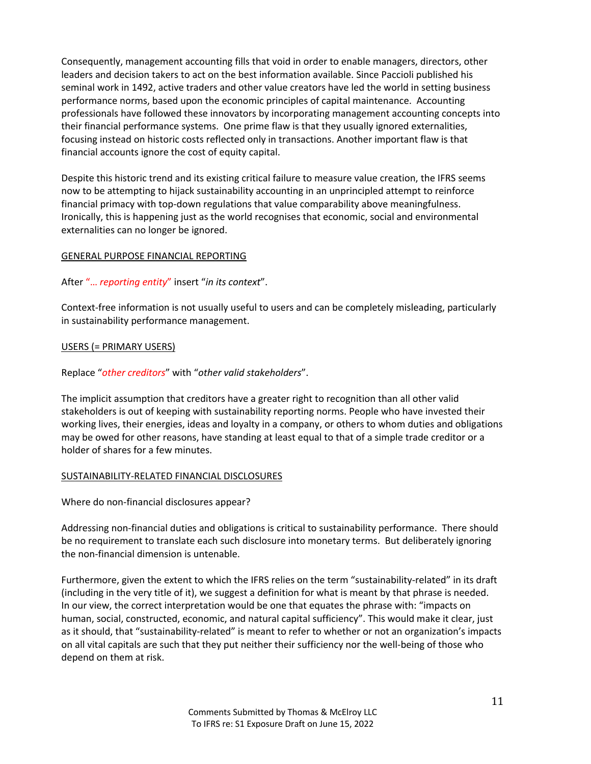Consequently, management accounting fills that void in order to enable managers, directors, other leaders and decision takers to act on the best information available. Since Paccioli published his seminal work in 1492, active traders and other value creators have led the world in setting business performance norms, based upon the economic principles of capital maintenance. Accounting professionals have followed these innovators by incorporating management accounting concepts into their financial performance systems. One prime flaw is that they usually ignored externalities, focusing instead on historic costs reflected only in transactions. Another important flaw is that financial accounts ignore the cost of equity capital.

Despite this historic trend and its existing critical failure to measure value creation, the IFRS seems now to be attempting to hijack sustainability accounting in an unprincipled attempt to reinforce financial primacy with top-down regulations that value comparability above meaningfulness. Ironically, this is happening just as the world recognises that economic, social and environmental externalities can no longer be ignored.

GENERAL PURPOSE FINANCIAL REPORTING

After "*… reporting entity*" insert "*in its context*".

Context-free information is not usually useful to users and can be completely misleading, particularly in sustainability performance management.

USERS (= PRIMARY USERS)

Replace "*other creditors*" with "*other valid stakeholders*".

The implicit assumption that creditors have a greater right to recognition than all other valid stakeholders is out of keeping with sustainability reporting norms. People who have invested their working lives, their energies, ideas and loyalty in a company, or others to whom duties and obligations may be owed for other reasons, have standing at least equal to that of a simple trade creditor or a holder of shares for a few minutes.

SUSTAINABILITY-RELATED FINANCIAL DISCLOSURES

Where do non-financial disclosures appear?

Addressing non-financial duties and obligations is critical to sustainability performance. There should be no requirement to translate each such disclosure into monetary terms. But deliberately ignoring the non-financial dimension is untenable.

Furthermore, given the extent to which the IFRS relies on the term "sustainability-related" in its draft (including in the very title of it), we suggest a definition for what is meant by that phrase is needed. In our view, the correct interpretation would be one that equates the phrase with: "impacts on human, social, constructed, economic, and natural capital sufficiency". This would make it clear, just as it should, that "sustainability-related" is meant to refer to whether or not an organization's impacts on all vital capitals are such that they put neither their sufficiency nor the well-being of those who depend on them at risk.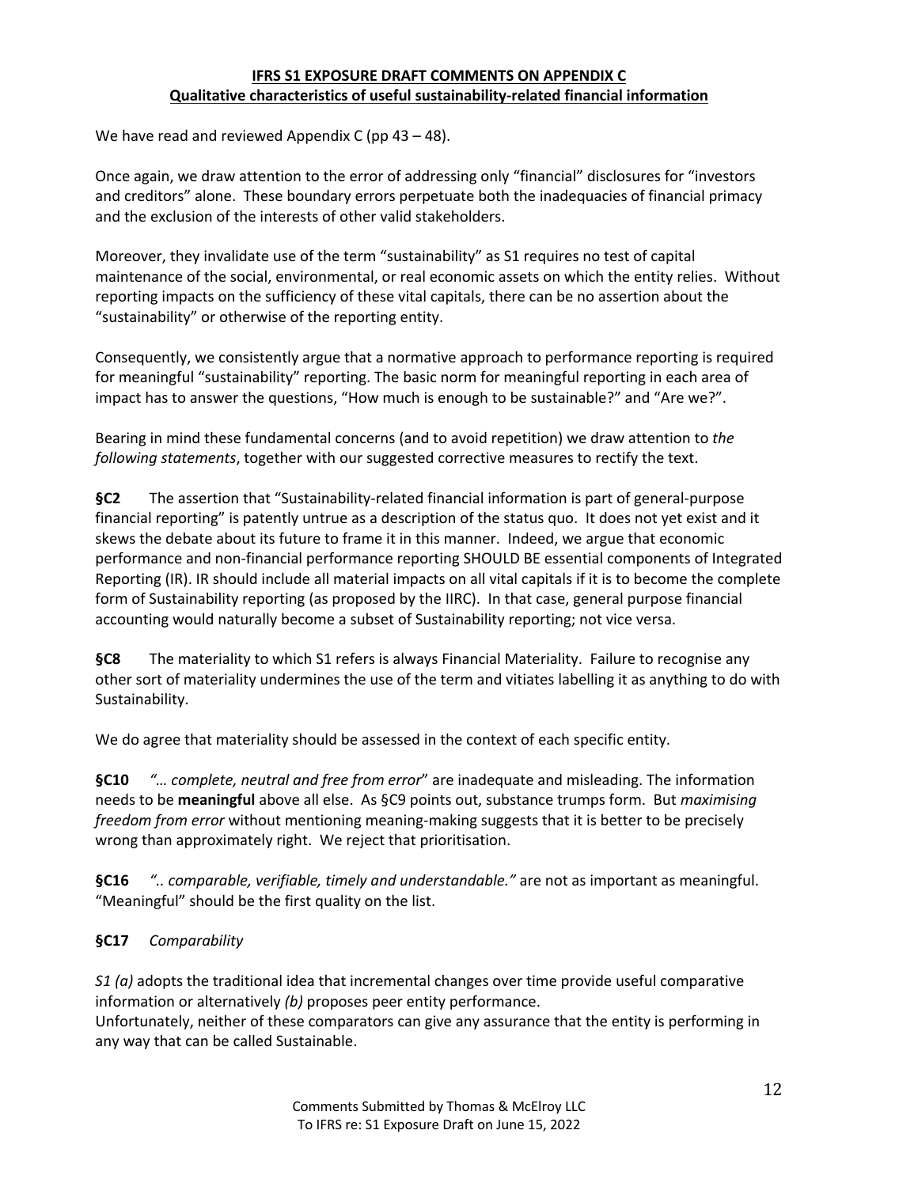**IFRS S1 EXPOSURE DRAFT COMMENTS ON APPENDIX C**
**Qualitative characteristics of useful sustainability-related financial information**

We have read and reviewed Appendix C (pp 43 – 48).

Once again, we draw attention to the error of addressing only "financial" disclosures for "investors and creditors" alone. These boundary errors perpetuate both the inadequacies of financial primacy and the exclusion of the interests of other valid stakeholders.

Moreover, they invalidate use of the term "sustainability" as S1 requires no test of capital maintenance of the social, environmental, or real economic assets on which the entity relies. Without reporting impacts on the sufficiency of these vital capitals, there can be no assertion about the "sustainability" or otherwise of the reporting entity.

Consequently, we consistently argue that a normative approach to performance reporting is required for meaningful "sustainability" reporting. The basic norm for meaningful reporting in each area of impact has to answer the questions, "How much is enough to be sustainable?" and "Are we?".

Bearing in mind these fundamental concerns (and to avoid repetition) we draw attention to *the following statements*, together with our suggested corrective measures to rectify the text.

**§C2** The assertion that "Sustainability-related financial information is part of general-purpose financial reporting" is patently untrue as a description of the status quo. It does not yet exist and it skews the debate about its future to frame it in this manner. Indeed, we argue that economic performance and non-financial performance reporting SHOULD BE essential components of Integrated Reporting (IR). IR should include all material impacts on all vital capitals if it is to become the complete form of Sustainability reporting (as proposed by the IIRC). In that case, general purpose financial accounting would naturally become a subset of Sustainability reporting; not vice versa.

**§C8** The materiality to which S1 refers is always Financial Materiality. Failure to recognise any other sort of materiality undermines the use of the term and vitiates labelling it as anything to do with Sustainability.

We do agree that materiality should be assessed in the context of each specific entity.

**§C10** *"… complete, neutral and free from error*" are inadequate and misleading. The information needs to be **meaningful** above all else. As §C9 points out, substance trumps form. But *maximising freedom from error* without mentioning meaning-making suggests that it is better to be precisely wrong than approximately right. We reject that prioritisation.

**§C16** *".. comparable, verifiable, timely and understandable."* are not as important as meaningful. "Meaningful" should be the first quality on the list.

**§C17** *Comparability*

*S1 (a)* adopts the traditional idea that incremental changes over time provide useful comparative information or alternatively *(b)* proposes peer entity performance.
Unfortunately, neither of these comparators can give any assurance that the entity is performing in any way that can be called Sustainable.

Comments Submitted by Thomas & McElroy LLC
To IFRS re: S1 Exposure Draft on June 15, 2022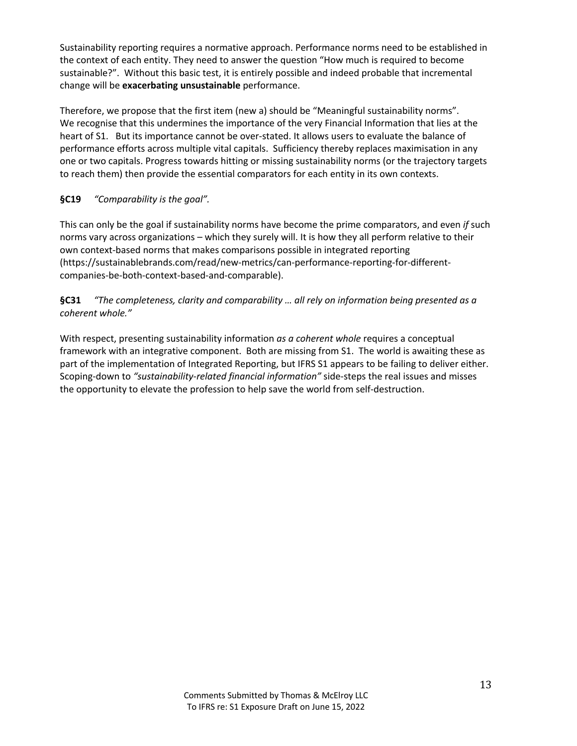Sustainability reporting requires a normative approach. Performance norms need to be established in the context of each entity. They need to answer the question "How much is required to become sustainable?". Without this basic test, it is entirely possible and indeed probable that incremental change will be **exacerbating unsustainable** performance.

Therefore, we propose that the first item (new a) should be "Meaningful sustainability norms". We recognise that this undermines the importance of the very Financial Information that lies at the heart of S1. But its importance cannot be over-stated. It allows users to evaluate the balance of performance efforts across multiple vital capitals. Sufficiency thereby replaces maximisation in any one or two capitals. Progress towards hitting or missing sustainability norms (or the trajectory targets to reach them) then provide the essential comparators for each entity in its own contexts.

**§C19** *"Comparability is the goal".*

This can only be the goal if sustainability norms have become the prime comparators, and even *if* such norms vary across organizations – which they surely will. It is how they all perform relative to their own context-based norms that makes comparisons possible in integrated reporting (https://sustainablebrands.com/read/new-metrics/can-performance-reporting-for-different-companies-be-both-context-based-and-comparable).

**§C31** *"The completeness, clarity and comparability … all rely on information being presented as a coherent whole."*

With respect, presenting sustainability information *as a coherent whole* requires a conceptual framework with an integrative component. Both are missing from S1. The world is awaiting these as part of the implementation of Integrated Reporting, but IFRS S1 appears to be failing to deliver either. Scoping-down to *"sustainability-related financial information"* side-steps the real issues and misses the opportunity to elevate the profession to help save the world from self-destruction.